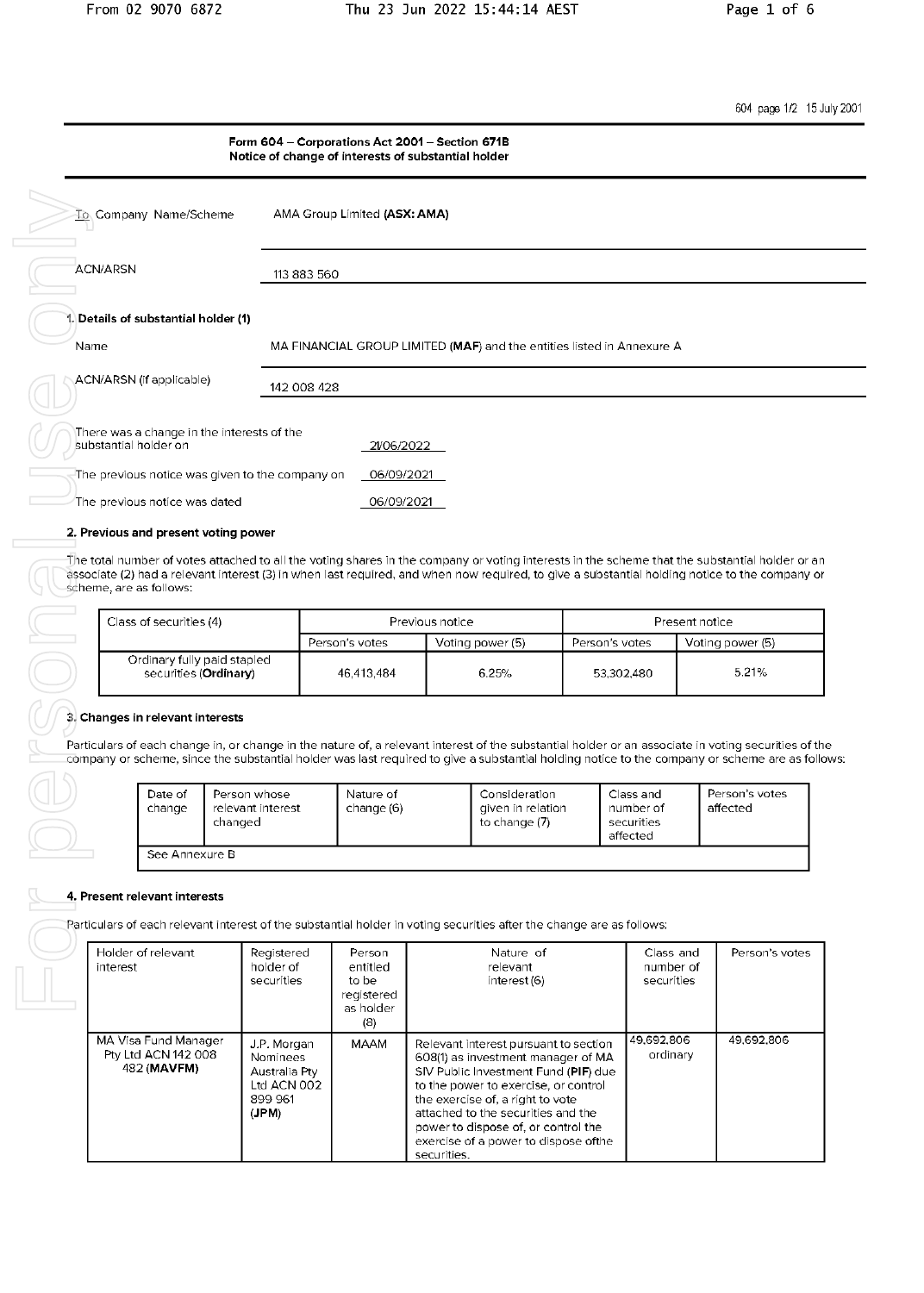604 page 1/2 15 July 2001

## Form 604 – Corporations Act 2001 – Section 671B
## Notice of change of interests of substantial holder

To Company Name/Scheme: AMA Group Limited **(ASX: AMA)**

ACN/ARSN: 113 883 560

### 1. Details of substantial holder (1)

Name: MA FINANCIAL GROUP LIMITED (**MAF**) and the entities listed in Annexure A

ACN/ARSN (if applicable): 142 008 428

There was a change in the interests of the substantial holder on: 21/06/2022

The previous notice was given to the company on: 06/09/2021

The previous notice was dated: 06/09/2021

### 2. Previous and present voting power

The total number of votes attached to all the voting shares in the company or voting interests in the scheme that the substantial holder or an associate (2) had a relevant interest (3) in when last required, and when now required, to give a substantial holding notice to the company or scheme, are as follows:

| Class of securities (4) | Previous notice | | Present notice | |
|---|---|---|---|---|
| | Person's votes | Voting power (5) | Person's votes | Voting power (5) |
| Ordinary fully paid stapled securities (**Ordinary**) | 46,413,484 | 6.25% | 53,302,480 | 5.21% |

### 3. Changes in relevant interests

Particulars of each change in, or change in the nature of, a relevant interest of the substantial holder or an associate in voting securities of the company or scheme, since the substantial holder was last required to give a substantial holding notice to the company or scheme are as follows:

| Date of change | Person whose relevant interest changed | Nature of change (6) | Consideration given in relation to change (7) | Class and number of securities affected | Person's votes affected |
|---|---|---|---|---|---|
| See Annexure B | | | | | |

### 4. Present relevant interests

Particulars of each relevant interest of the substantial holder in voting securities after the change are as follows:

| Holder of relevant interest | Registered holder of securities | Person entitled to be registered as holder (8) | Nature of relevant interest (6) | Class and number of securities | Person's votes |
|---|---|---|---|---|---|
| MA Visa Fund Manager Pty Ltd ACN 142 008 482 (**MAVFM**) | J.P. Morgan Nominees Australia Pty Ltd ACN 002 899 961 (**JPM**) | MAAM | Relevant interest pursuant to section 608(1) as investment manager of MA SIV Public Investment Fund (**PIF**) due to the power to exercise, or control the exercise of, a right to vote attached to the securities and the power to dispose of, or control the exercise of a power to dispose ofthe securities. | 49,692,806 ordinary | 49,692,806 |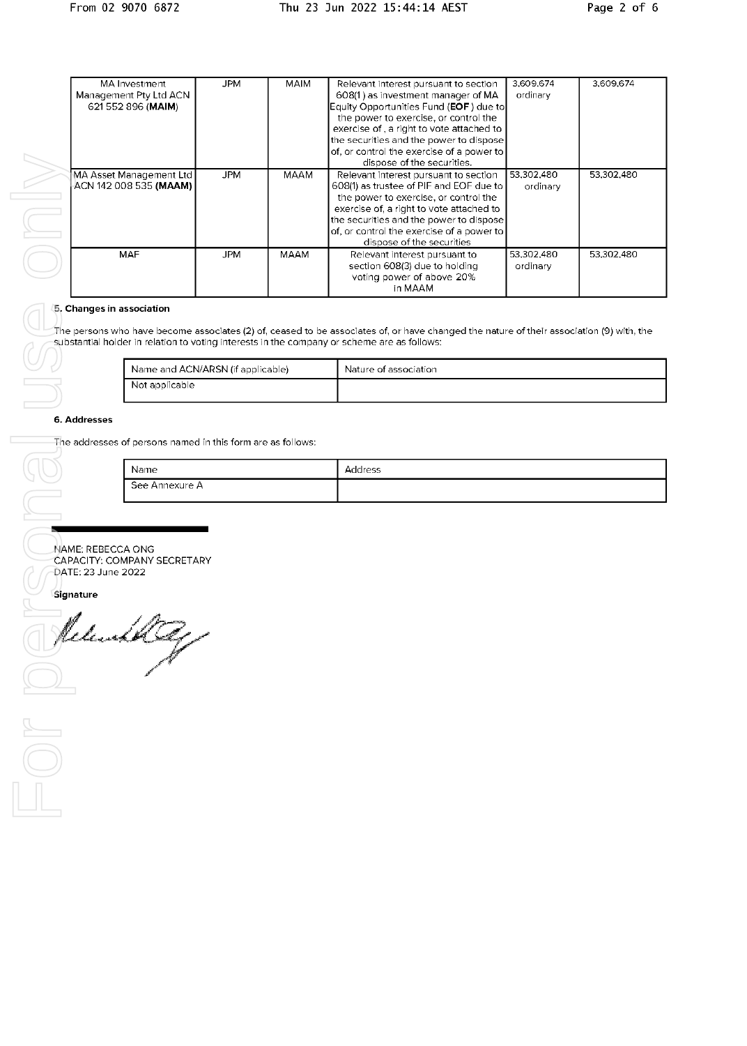| MA Investment Management Pty Ltd ACN 621 552 896 (**MAIM**) | JPM | MAIM | Relevant interest pursuant to section 608(1) as investment manager of MA Equity Opportunities Fund (**EOF**) due to the power to exercise, or control the exercise of , a right to vote attached to the securities and the power to dispose of, or control the exercise of a power to dispose of the securities. | 3,609,674 ordinary | 3,609,674 |
|---|---|---|---|---|---|
| MA Asset Management Ltd ACN 142 008 535 (**MAAM**) | JPM | MAAM | Relevant interest pursuant to section 608(1) as trustee of PIF and EOF due to the power to exercise, or control the exercise of, a right to vote attached to the securities and the power to dispose of, or control the exercise of a power to dispose of the securities | 53,302,480 ordinary | 53,302,480 |
| MAF | JPM | MAAM | Relevant interest pursuant to section 608(3) due to holding voting power of above 20% in MAAM | 53,302,480 ordinary | 53,302,480 |

**5. Changes in association**

The persons who have become associates (2) of, ceased to be associates of, or have changed the nature of their association (9) with, the substantial holder in relation to voting interests in the company or scheme are as follows:

| Name and ACN/ARSN (if applicable) | Nature of association |
|---|---|
| Not applicable | |

**6. Addresses**

The addresses of persons named in this form are as follows:

| Name | Address |
|---|---|
| See Annexure A | |

NAME: REBECCA ONG
CAPACITY: COMPANY SECRETARY
DATE: 23 June 2022

**Signature**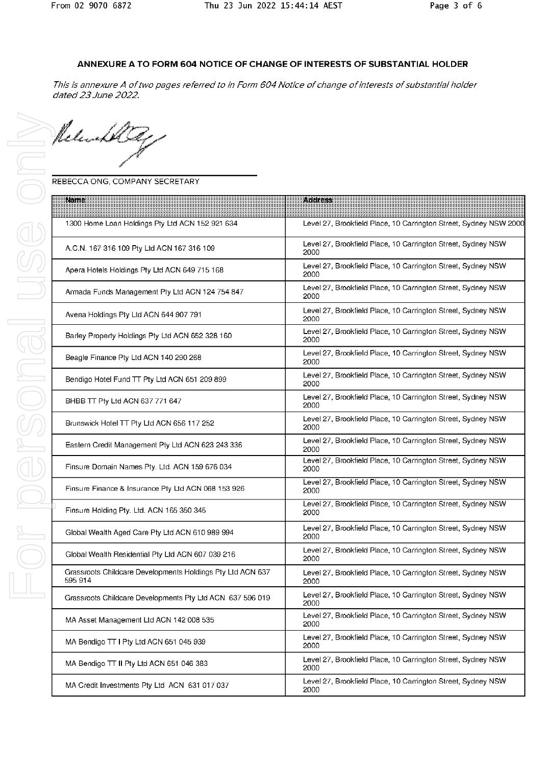**ANNEXURE A TO FORM 604 NOTICE OF CHANGE OF INTERESTS OF SUBSTANTIAL HOLDER**

*This is annexure A of two pages referred to in Form 604 Notice of change of interests of substantial holder dated 23 June 2022.*

REBECCA ONG, COMPANY SECRETARY

| Name | Address |
|---|---|
| 1300 Home Loan Holdings Pty Ltd ACN 152 921 634 | Level 27, Brookfield Place, 10 Carrington Street, Sydney NSW 2000 |
| A.C.N. 167 316 109 Pty Ltd ACN 167 316 109 | Level 27, Brookfield Place, 10 Carrington Street, Sydney NSW 2000 |
| Apera Hotels Holdings Pty Ltd ACN 649 715 168 | Level 27, Brookfield Place, 10 Carrington Street, Sydney NSW 2000 |
| Armada Funds Management Pty Ltd ACN 124 754 847 | Level 27, Brookfield Place, 10 Carrington Street, Sydney NSW 2000 |
| Avena Holdings Pty Ltd ACN 644 907 791 | Level 27, Brookfield Place, 10 Carrington Street, Sydney NSW 2000 |
| Barley Property Holdings Pty Ltd ACN 652 328 160 | Level 27, Brookfield Place, 10 Carrington Street, Sydney NSW 2000 |
| Beagle Finance Pty Ltd ACN 140 290 268 | Level 27, Brookfield Place, 10 Carrington Street, Sydney NSW 2000 |
| Bendigo Hotel Fund TT Pty Ltd ACN 651 209 899 | Level 27, Brookfield Place, 10 Carrington Street, Sydney NSW 2000 |
| BHBB TT Pty Ltd ACN 637 771 647 | Level 27, Brookfield Place, 10 Carrington Street, Sydney NSW 2000 |
| Brunswick Hotel TT Pty Ltd ACN 656 117 252 | Level 27, Brookfield Place, 10 Carrington Street, Sydney NSW 2000 |
| Eastern Credit Management Pty Ltd ACN 623 243 336 | Level 27, Brookfield Place, 10 Carrington Street, Sydney NSW 2000 |
| Finsure Domain Names Pty. Ltd. ACN 159 676 034 | Level 27, Brookfield Place, 10 Carrington Street, Sydney NSW 2000 |
| Finsure Finance & Insurance Pty Ltd ACN 068 153 926 | Level 27, Brookfield Place, 10 Carrington Street, Sydney NSW 2000 |
| Finsure Holding Pty. Ltd. ACN 165 350 345 | Level 27, Brookfield Place, 10 Carrington Street, Sydney NSW 2000 |
| Global Wealth Aged Care Pty Ltd ACN 610 989 994 | Level 27, Brookfield Place, 10 Carrington Street, Sydney NSW 2000 |
| Global Wealth Residential Pty Ltd ACN 607 039 216 | Level 27, Brookfield Place, 10 Carrington Street, Sydney NSW 2000 |
| Grassroots Childcare Developments Holdings Pty Ltd ACN 637 595 914 | Level 27, Brookfield Place, 10 Carrington Street, Sydney NSW 2000 |
| Grassroots Childcare Developments Pty Ltd ACN 637 596 019 | Level 27, Brookfield Place, 10 Carrington Street, Sydney NSW 2000 |
| MA Asset Management Ltd ACN 142 008 535 | Level 27, Brookfield Place, 10 Carrington Street, Sydney NSW 2000 |
| MA Bendigo TT I Pty Ltd ACN 651 045 939 | Level 27, Brookfield Place, 10 Carrington Street, Sydney NSW 2000 |
| MA Bendigo TT II Pty Ltd ACN 651 046 383 | Level 27, Brookfield Place, 10 Carrington Street, Sydney NSW 2000 |
| MA Credit Investments Pty Ltd ACN 631 017 037 | Level 27, Brookfield Place, 10 Carrington Street, Sydney NSW 2000 |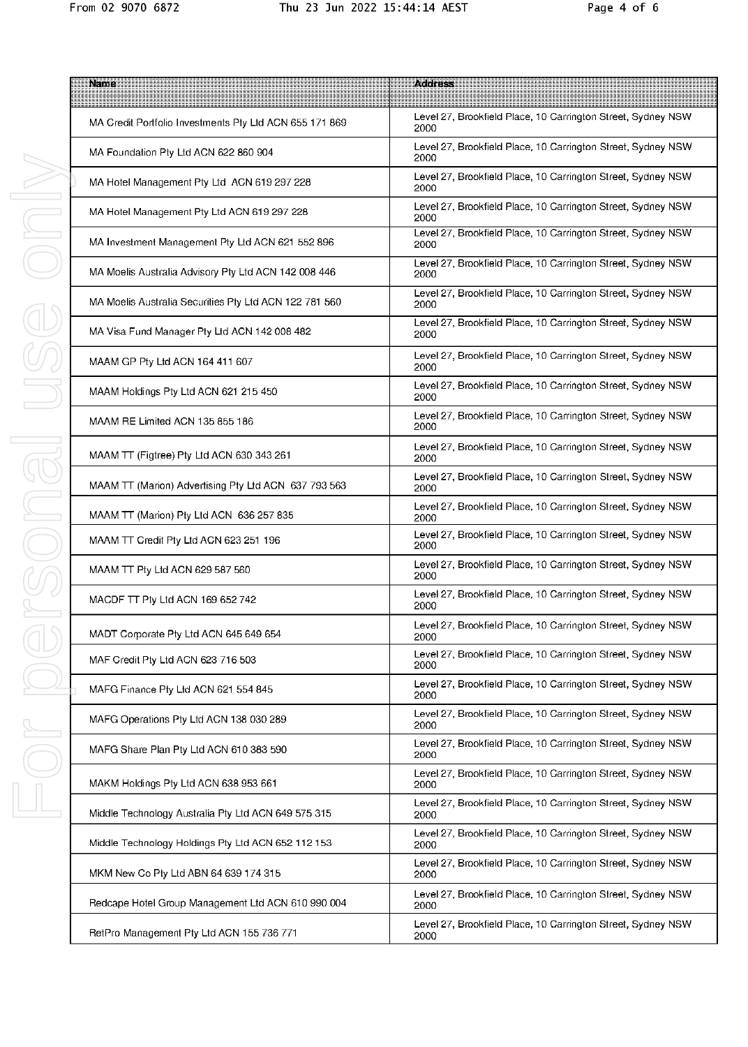| Name | Address |
|---|---|
| MA Credit Portfolio Investments Pty Ltd ACN 655 171 869 | Level 27, Brookfield Place, 10 Carrington Street, Sydney NSW 2000 |
| MA Foundation Pty Ltd ACN 622 860 904 | Level 27, Brookfield Place, 10 Carrington Street, Sydney NSW 2000 |
| MA Hotel Management Pty Ltd ACN 619 297 228 | Level 27, Brookfield Place, 10 Carrington Street, Sydney NSW 2000 |
| MA Hotel Management Pty Ltd ACN 619 297 228 | Level 27, Brookfield Place, 10 Carrington Street, Sydney NSW 2000 |
| MA Investment Management Pty Ltd ACN 621 552 896 | Level 27, Brookfield Place, 10 Carrington Street, Sydney NSW 2000 |
| MA Moelis Australia Advisory Pty Ltd ACN 142 008 446 | Level 27, Brookfield Place, 10 Carrington Street, Sydney NSW 2000 |
| MA Moelis Australia Securities Pty Ltd ACN 122 781 560 | Level 27, Brookfield Place, 10 Carrington Street, Sydney NSW 2000 |
| MA Visa Fund Manager Pty Ltd ACN 142 008 482 | Level 27, Brookfield Place, 10 Carrington Street, Sydney NSW 2000 |
| MAAM GP Pty Ltd ACN 164 411 607 | Level 27, Brookfield Place, 10 Carrington Street, Sydney NSW 2000 |
| MAAM Holdings Pty Ltd ACN 621 215 450 | Level 27, Brookfield Place, 10 Carrington Street, Sydney NSW 2000 |
| MAAM RE Limited ACN 135 855 186 | Level 27, Brookfield Place, 10 Carrington Street, Sydney NSW 2000 |
| MAAM TT (Figtree) Pty Ltd ACN 630 343 261 | Level 27, Brookfield Place, 10 Carrington Street, Sydney NSW 2000 |
| MAAM TT (Marion) Advertising Pty Ltd ACN 637 793 563 | Level 27, Brookfield Place, 10 Carrington Street, Sydney NSW 2000 |
| MAAM TT (Marion) Pty Ltd ACN 636 257 835 | Level 27, Brookfield Place, 10 Carrington Street, Sydney NSW 2000 |
| MAAM TT Credit Pty Ltd ACN 623 251 196 | Level 27, Brookfield Place, 10 Carrington Street, Sydney NSW 2000 |
| MAAM TT Pty Ltd ACN 629 587 560 | Level 27, Brookfield Place, 10 Carrington Street, Sydney NSW 2000 |
| MACDF TT Pty Ltd ACN 169 652 742 | Level 27, Brookfield Place, 10 Carrington Street, Sydney NSW 2000 |
| MADT Corporate Pty Ltd ACN 645 649 654 | Level 27, Brookfield Place, 10 Carrington Street, Sydney NSW 2000 |
| MAF Credit Pty Ltd ACN 623 716 503 | Level 27, Brookfield Place, 10 Carrington Street, Sydney NSW 2000 |
| MAFG Finance Pty Ltd ACN 621 554 845 | Level 27, Brookfield Place, 10 Carrington Street, Sydney NSW 2000 |
| MAFG Operations Pty Ltd ACN 138 030 289 | Level 27, Brookfield Place, 10 Carrington Street, Sydney NSW 2000 |
| MAFG Share Plan Pty Ltd ACN 610 383 590 | Level 27, Brookfield Place, 10 Carrington Street, Sydney NSW 2000 |
| MAKM Holdings Pty Ltd ACN 638 953 661 | Level 27, Brookfield Place, 10 Carrington Street, Sydney NSW 2000 |
| Middle Technology Australia Pty Ltd ACN 649 575 315 | Level 27, Brookfield Place, 10 Carrington Street, Sydney NSW 2000 |
| Middle Technology Holdings Pty Ltd ACN 652 112 153 | Level 27, Brookfield Place, 10 Carrington Street, Sydney NSW 2000 |
| MKM New Co Pty Ltd ABN 64 639 174 315 | Level 27, Brookfield Place, 10 Carrington Street, Sydney NSW 2000 |
| Redcape Hotel Group Management Ltd ACN 610 990 004 | Level 27, Brookfield Place, 10 Carrington Street, Sydney NSW 2000 |
| RetPro Management Pty Ltd ACN 155 736 771 | Level 27, Brookfield Place, 10 Carrington Street, Sydney NSW 2000 |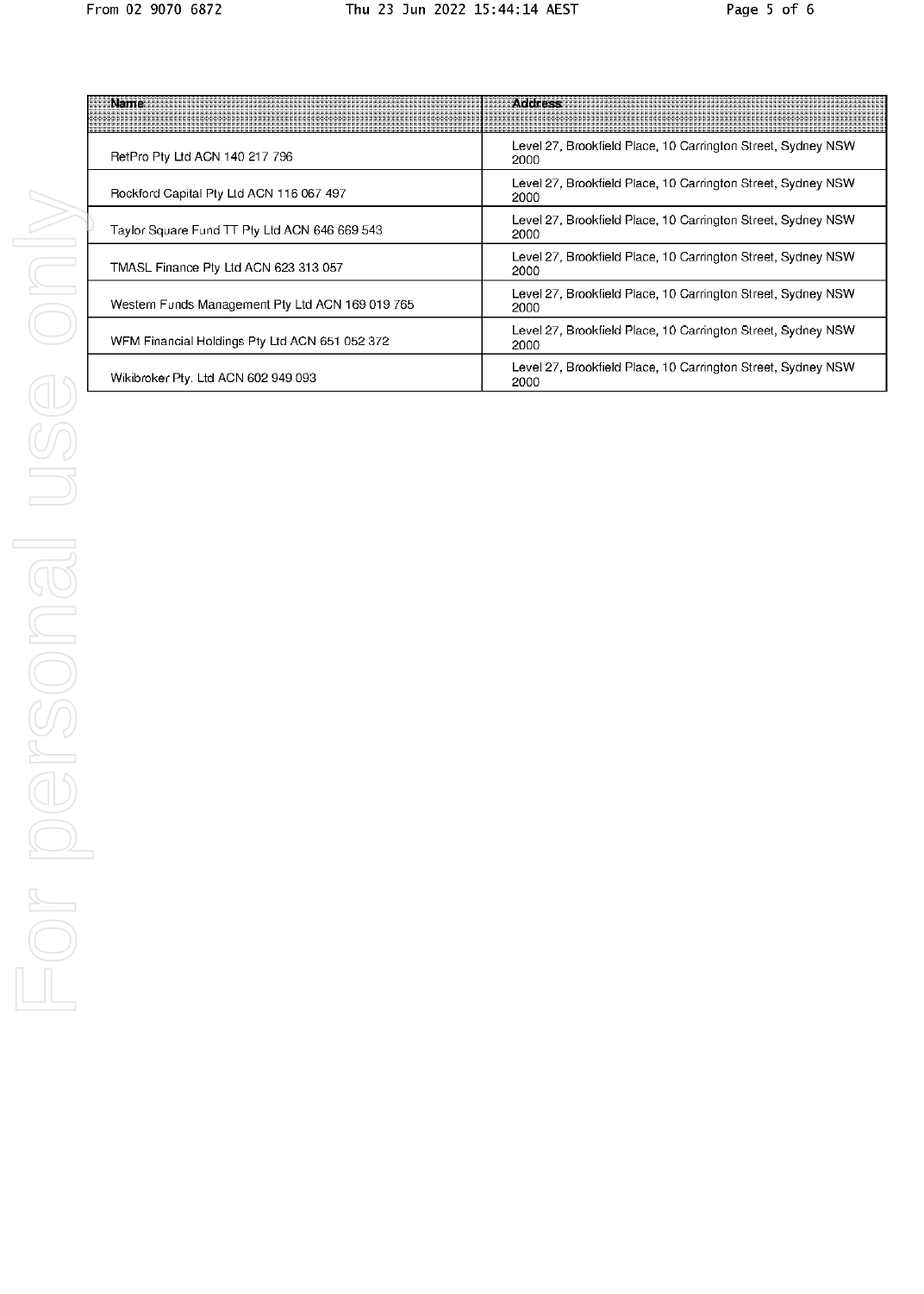| Name | Address |
| --- | --- |
| RetPro Pty Ltd ACN 140 217 796 | Level 27, Brookfield Place, 10 Carrington Street, Sydney NSW 2000 |
| Rockford Capital Pty Ltd ACN 116 067 497 | Level 27, Brookfield Place, 10 Carrington Street, Sydney NSW 2000 |
| Taylor Square Fund TT Pty Ltd ACN 646 669 543 | Level 27, Brookfield Place, 10 Carrington Street, Sydney NSW 2000 |
| TMASL Finance Pty Ltd ACN 623 313 057 | Level 27, Brookfield Place, 10 Carrington Street, Sydney NSW 2000 |
| Western Funds Management Pty Ltd ACN 169 019 765 | Level 27, Brookfield Place, 10 Carrington Street, Sydney NSW 2000 |
| WFM Financial Holdings Pty Ltd ACN 651 052 372 | Level 27, Brookfield Place, 10 Carrington Street, Sydney NSW 2000 |
| Wikibroker Pty. Ltd ACN 602 949 093 | Level 27, Brookfield Place, 10 Carrington Street, Sydney NSW 2000 |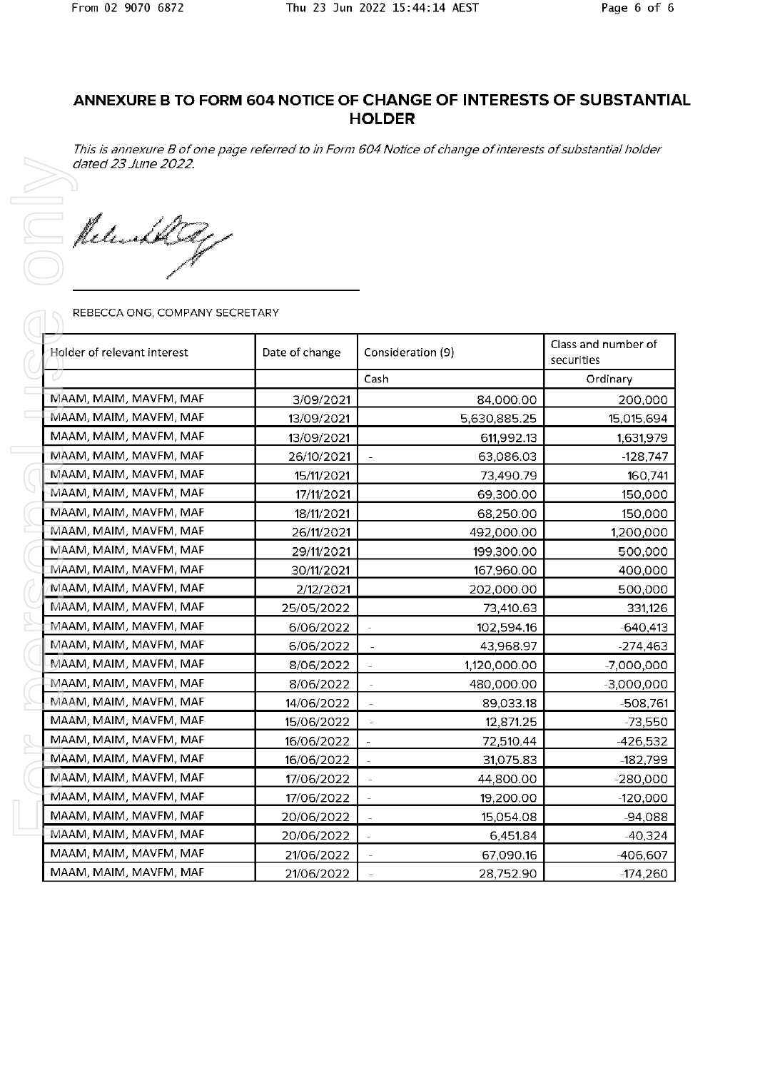## ANNEXURE B TO FORM 604 NOTICE OF CHANGE OF INTERESTS OF SUBSTANTIAL HOLDER

*This is annexure B of one page referred to in Form 604 Notice of change of interests of substantial holder dated 23 June 2022.*

REBECCA ONG, COMPANY SECRETARY

| Holder of relevant interest | Date of change | Consideration (9) | Class and number of securities |
|---|---|---|---|
| | | Cash | Ordinary |
| MAAM, MAIM, MAVFM, MAF | 3/09/2021 | 84,000.00 | 200,000 |
| MAAM, MAIM, MAVFM, MAF | 13/09/2021 | 5,630,885.25 | 15,015,694 |
| MAAM, MAIM, MAVFM, MAF | 13/09/2021 | 611,992.13 | 1,631,979 |
| MAAM, MAIM, MAVFM, MAF | 26/10/2021 | - 63,086.03 | -128,747 |
| MAAM, MAIM, MAVFM, MAF | 15/11/2021 | 73,490.79 | 160,741 |
| MAAM, MAIM, MAVFM, MAF | 17/11/2021 | 69,300.00 | 150,000 |
| MAAM, MAIM, MAVFM, MAF | 18/11/2021 | 68,250.00 | 150,000 |
| MAAM, MAIM, MAVFM, MAF | 26/11/2021 | 492,000.00 | 1,200,000 |
| MAAM, MAIM, MAVFM, MAF | 29/11/2021 | 199,300.00 | 500,000 |
| MAAM, MAIM, MAVFM, MAF | 30/11/2021 | 167,960.00 | 400,000 |
| MAAM, MAIM, MAVFM, MAF | 2/12/2021 | 202,000.00 | 500,000 |
| MAAM, MAIM, MAVFM, MAF | 25/05/2022 | 73,410.63 | 331,126 |
| MAAM, MAIM, MAVFM, MAF | 6/06/2022 | - 102,594.16 | -640,413 |
| MAAM, MAIM, MAVFM, MAF | 6/06/2022 | - 43,968.97 | -274,463 |
| MAAM, MAIM, MAVFM, MAF | 8/06/2022 | - 1,120,000.00 | -7,000,000 |
| MAAM, MAIM, MAVFM, MAF | 8/06/2022 | - 480,000.00 | -3,000,000 |
| MAAM, MAIM, MAVFM, MAF | 14/06/2022 | - 89,033.18 | -508,761 |
| MAAM, MAIM, MAVFM, MAF | 15/06/2022 | - 12,871.25 | -73,550 |
| MAAM, MAIM, MAVFM, MAF | 16/06/2022 | - 72,510.44 | -426,532 |
| MAAM, MAIM, MAVFM, MAF | 16/06/2022 | - 31,075.83 | -182,799 |
| MAAM, MAIM, MAVFM, MAF | 17/06/2022 | - 44,800.00 | -280,000 |
| MAAM, MAIM, MAVFM, MAF | 17/06/2022 | - 19,200.00 | -120,000 |
| MAAM, MAIM, MAVFM, MAF | 20/06/2022 | - 15,054.08 | -94,088 |
| MAAM, MAIM, MAVFM, MAF | 20/06/2022 | - 6,451.84 | -40,324 |
| MAAM, MAIM, MAVFM, MAF | 21/06/2022 | - 67,090.16 | -406,607 |
| MAAM, MAIM, MAVFM, MAF | 21/06/2022 | - 28,752.90 | -174,260 |